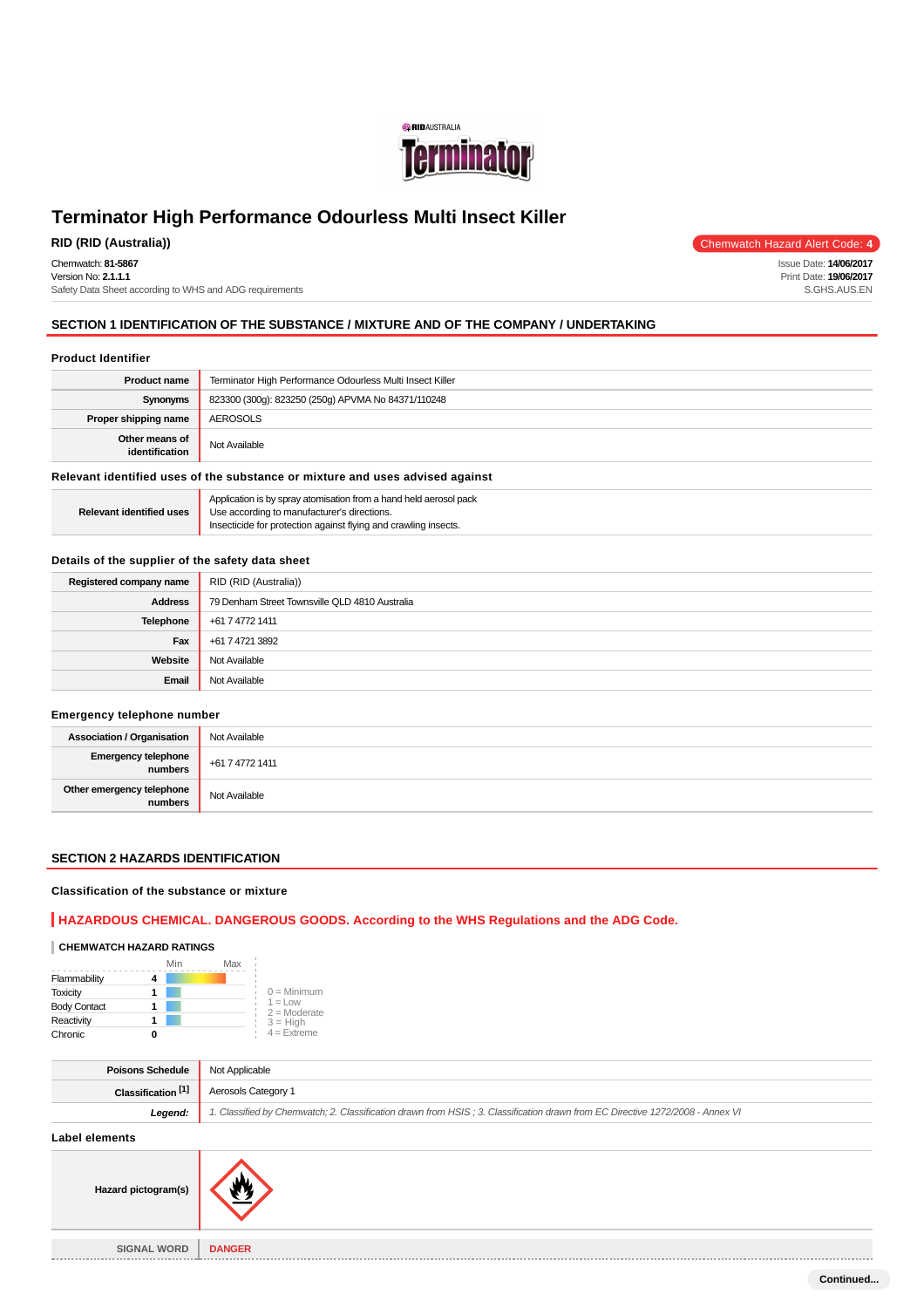# Terminator High Performance Odourless Multi Insect Killer

**RID (RID (Australia))**

Chemwatch Hazard Alert Code: **4**

Chemwatch: **81-5867**
Version No: **2.1.1.1**
Safety Data Sheet according to WHS and ADG requirements

Issue Date: **14/06/2017**
Print Date: **19/06/2017**
S.GHS.AUS.EN

## SECTION 1 IDENTIFICATION OF THE SUBSTANCE / MIXTURE AND OF THE COMPANY / UNDERTAKING

### Product Identifier

| | |
|---|---|
| **Product name** | Terminator High Performance Odourless Multi Insect Killer |
| **Synonyms** | 823300 (300g): 823250 (250g) APVMA No 84371/110248 |
| **Proper shipping name** | AEROSOLS |
| **Other means of identification** | Not Available |

### Relevant identified uses of the substance or mixture and uses advised against

| | |
|---|---|
| **Relevant identified uses** | Application is by spray atomisation from a hand held aerosol pack<br>Use according to manufacturer's directions.<br>Insecticide for protection against flying and crawling insects. |

### Details of the supplier of the safety data sheet

| | |
|---|---|
| **Registered company name** | RID (RID (Australia)) |
| **Address** | 79 Denham Street Townsville QLD 4810 Australia |
| **Telephone** | +61 7 4772 1411 |
| **Fax** | +61 7 4721 3892 |
| **Website** | Not Available |
| **Email** | Not Available |

### Emergency telephone number

| | |
|---|---|
| **Association / Organisation** | Not Available |
| **Emergency telephone numbers** | +61 7 4772 1411 |
| **Other emergency telephone numbers** | Not Available |

## SECTION 2 HAZARDS IDENTIFICATION

### Classification of the substance or mixture

**HAZARDOUS CHEMICAL. DANGEROUS GOODS. According to the WHS Regulations and the ADG Code.**

**CHEMWATCH HAZARD RATINGS**

| | | Min / Max |
|---|---|---|
| Flammability | 4 | |
| Toxicity | 1 | |
| Body Contact | 1 | |
| Reactivity | 1 | |
| Chronic | 0 | |

0 = Minimum
1 = Low
2 = Moderate
3 = High
4 = Extreme

| | |
|---|---|
| **Poisons Schedule** | Not Applicable |
| **Classification [1]** | Aerosols Category 1 |
| ***Legend:*** | *1. Classified by Chemwatch; 2. Classification drawn from HSIS ; 3. Classification drawn from EC Directive 1272/2008 - Annex VI* |

### Label elements

| | |
|---|---|
| **Hazard pictogram(s)** | |
| **SIGNAL WORD** | **DANGER** |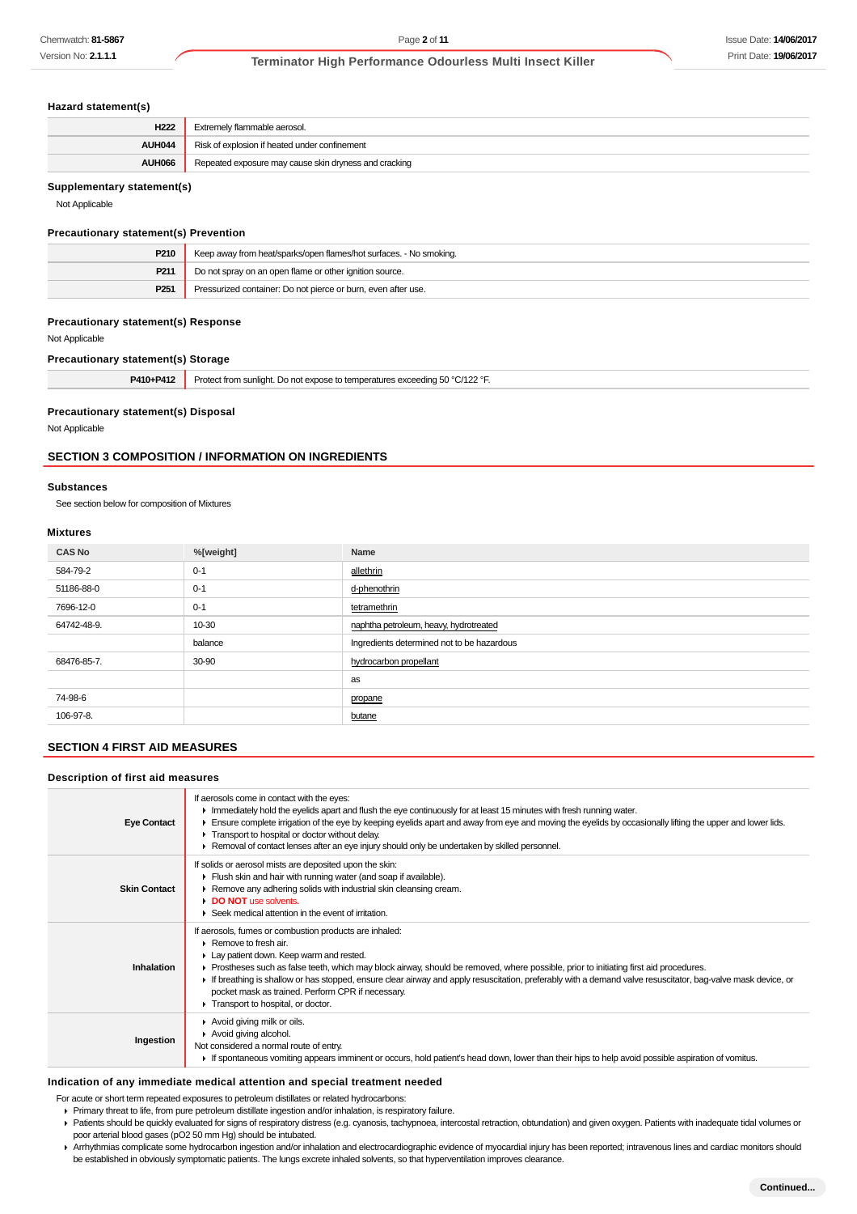### Hazard statement(s)

| | |
|---|---|
| H222 | Extremely flammable aerosol. |
| AUH044 | Risk of explosion if heated under confinement |
| AUH066 | Repeated exposure may cause skin dryness and cracking |

### Supplementary statement(s)

Not Applicable

### Precautionary statement(s) Prevention

| | |
|---|---|
| P210 | Keep away from heat/sparks/open flames/hot surfaces. - No smoking. |
| P211 | Do not spray on an open flame or other ignition source. |
| P251 | Pressurized container: Do not pierce or burn, even after use. |

### Precautionary statement(s) Response

Not Applicable

### Precautionary statement(s) Storage

| | |
|---|---|
| P410+P412 | Protect from sunlight. Do not expose to temperatures exceeding 50 °C/122 °F. |

### Precautionary statement(s) Disposal

Not Applicable

## SECTION 3 COMPOSITION / INFORMATION ON INGREDIENTS

### Substances

See section below for composition of Mixtures

### Mixtures

| CAS No | %[weight] | Name |
|---|---|---|
| 584-79-2 | 0-1 | allethrin |
| 51186-88-0 | 0-1 | d-phenothrin |
| 7696-12-0 | 0-1 | tetramethrin |
| 64742-48-9. | 10-30 | naphtha petroleum, heavy, hydrotreated |
| | balance | Ingredients determined not to be hazardous |
| 68476-85-7. | 30-90 | hydrocarbon propellant |
| | | as |
| 74-98-6 | | propane |
| 106-97-8. | | butane |

## SECTION 4 FIRST AID MEASURES

### Description of first aid measures

| | |
|---|---|
| **Eye Contact** | If aerosols come in contact with the eyes:<br>▸ Immediately hold the eyelids apart and flush the eye continuously for at least 15 minutes with fresh running water.<br>▸ Ensure complete irrigation of the eye by keeping eyelids apart and away from eye and moving the eyelids by occasionally lifting the upper and lower lids.<br>▸ Transport to hospital or doctor without delay.<br>▸ Removal of contact lenses after an eye injury should only be undertaken by skilled personnel. |
| **Skin Contact** | If solids or aerosol mists are deposited upon the skin:<br>▸ Flush skin and hair with running water (and soap if available).<br>▸ Remove any adhering solids with industrial skin cleansing cream.<br>▸ **DO NOT** use solvents.<br>▸ Seek medical attention in the event of irritation. |
| **Inhalation** | If aerosols, fumes or combustion products are inhaled:<br>▸ Remove to fresh air.<br>▸ Lay patient down. Keep warm and rested.<br>▸ Prostheses such as false teeth, which may block airway, should be removed, where possible, prior to initiating first aid procedures.<br>▸ If breathing is shallow or has stopped, ensure clear airway and apply resuscitation, preferably with a demand valve resuscitator, bag-valve mask device, or pocket mask as trained. Perform CPR if necessary.<br>▸ Transport to hospital, or doctor. |
| **Ingestion** | ▸ Avoid giving milk or oils.<br>▸ Avoid giving alcohol.<br>Not considered a normal route of entry.<br>▸ If spontaneous vomiting appears imminent or occurs, hold patient's head down, lower than their hips to help avoid possible aspiration of vomitus. |

### Indication of any immediate medical attention and special treatment needed

For acute or short term repeated exposures to petroleum distillates or related hydrocarbons:

- Primary threat to life, from pure petroleum distillate ingestion and/or inhalation, is respiratory failure.
- Patients should be quickly evaluated for signs of respiratory distress (e.g. cyanosis, tachypnoea, intercostal retraction, obtundation) and given oxygen. Patients with inadequate tidal volumes or poor arterial blood gases (pO2 50 mm Hg) should be intubated.
- Arrhythmias complicate some hydrocarbon ingestion and/or inhalation and electrocardiographic evidence of myocardial injury has been reported; intravenous lines and cardiac monitors should be established in obviously symptomatic patients. The lungs excrete inhaled solvents, so that hyperventilation improves clearance.

**Continued...**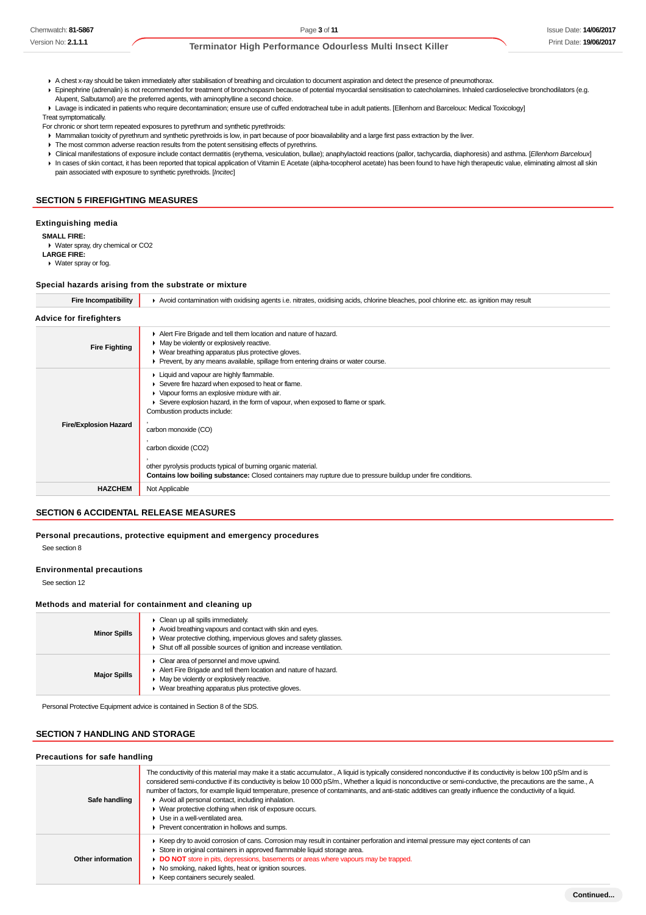- A chest x-ray should be taken immediately after stabilisation of breathing and circulation to document aspiration and detect the presence of pneumothorax.
- Epinephrine (adrenalin) is not recommended for treatment of bronchospasm because of potential myocardial sensitisation to catecholamines. Inhaled cardioselective bronchodilators (e.g. Alupent, Salbutamol) are the preferred agents, with aminophylline a second choice.
- Lavage is indicated in patients who require decontamination; ensure use of cuffed endotracheal tube in adult patients. [Ellenhorn and Barceloux: Medical Toxicology]

Treat symptomatically.

For chronic or short term repeated exposures to pyrethrum and synthetic pyrethroids:

- Mammalian toxicity of pyrethrum and synthetic pyrethroids is low, in part because of poor bioavailability and a large first pass extraction by the liver.
- The most common adverse reaction results from the potent sensitising effects of pyrethrins.
- Clinical manifestations of exposure include contact dermatitis (erythema, vesiculation, bullae); anaphylactoid reactions (pallor, tachycardia, diaphoresis) and asthma. [*Ellenhorn Barceloux*]
- In cases of skin contact, it has been reported that topical application of Vitamin E Acetate (alpha-tocopherol acetate) has been found to have high therapeutic value, eliminating almost all skin pain associated with exposure to synthetic pyrethroids. [*Incitec*]

## SECTION 5 FIREFIGHTING MEASURES

### Extinguishing media

**SMALL FIRE:**
- Water spray, dry chemical or $CO_2$

**LARGE FIRE:**
- Water spray or fog.

### Special hazards arising from the substrate or mixture

| | |
|---|---|
| **Fire Incompatibility** | ▸ Avoid contamination with oxidising agents i.e. nitrates, oxidising acids, chlorine bleaches, pool chlorine etc. as ignition may result |

### Advice for firefighters

| | |
|---|---|
| **Fire Fighting** | ▸ Alert Fire Brigade and tell them location and nature of hazard.<br>▸ May be violently or explosively reactive.<br>▸ Wear breathing apparatus plus protective gloves.<br>▸ Prevent, by any means available, spillage from entering drains or water course. |
| **Fire/Explosion Hazard** | ▸ Liquid and vapour are highly flammable.<br>▸ Severe fire hazard when exposed to heat or flame.<br>▸ Vapour forms an explosive mixture with air.<br>▸ Severe explosion hazard, in the form of vapour, when exposed to flame or spark.<br>Combustion products include:<br>,<br>carbon monoxide (CO)<br>,<br>carbon dioxide ($CO_2$)<br>,<br>other pyrolysis products typical of burning organic material.<br>**Contains low boiling substance:** Closed containers may rupture due to pressure buildup under fire conditions. |
| **HAZCHEM** | Not Applicable |

## SECTION 6 ACCIDENTAL RELEASE MEASURES

### Personal precautions, protective equipment and emergency procedures

See section 8

### Environmental precautions

See section 12

### Methods and material for containment and cleaning up

| | |
|---|---|
| **Minor Spills** | ▸ Clean up all spills immediately.<br>▸ Avoid breathing vapours and contact with skin and eyes.<br>▸ Wear protective clothing, impervious gloves and safety glasses.<br>▸ Shut off all possible sources of ignition and increase ventilation. |
| **Major Spills** | ▸ Clear area of personnel and move upwind.<br>▸ Alert Fire Brigade and tell them location and nature of hazard.<br>▸ May be violently or explosively reactive.<br>▸ Wear breathing apparatus plus protective gloves. |

Personal Protective Equipment advice is contained in Section 8 of the SDS.

## SECTION 7 HANDLING AND STORAGE

### Precautions for safe handling

| | |
|---|---|
| **Safe handling** | The conductivity of this material may make it a static accumulator., A liquid is typically considered nonconductive if its conductivity is below 100 pS/m and is considered semi-conductive if its conductivity is below 10 000 pS/m., Whether a liquid is nonconductive or semi-conductive, the precautions are the same., A number of factors, for example liquid temperature, presence of contaminants, and anti-static additives can greatly influence the conductivity of a liquid.<br>▸ Avoid all personal contact, including inhalation.<br>▸ Wear protective clothing when risk of exposure occurs.<br>▸ Use in a well-ventilated area.<br>▸ Prevent concentration in hollows and sumps. |
| **Other information** | ▸ Keep dry to avoid corrosion of cans. Corrosion may result in container perforation and internal pressure may eject contents of can<br>▸ Store in original containers in approved flammable liquid storage area.<br>▸ **DO NOT** store in pits, depressions, basements or areas where vapours may be trapped.<br>▸ No smoking, naked lights, heat or ignition sources.<br>▸ Keep containers securely sealed. |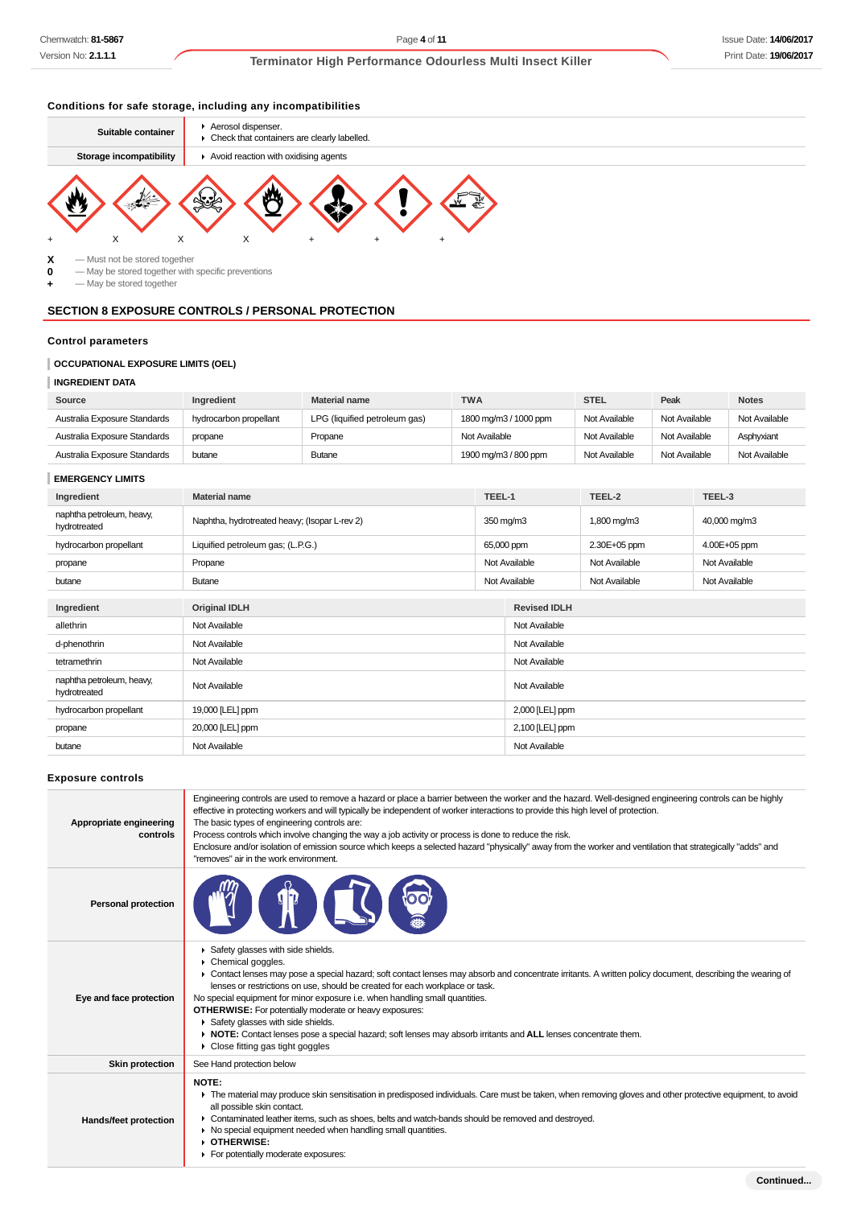### Conditions for safe storage, including any incompatibilities

| | |
|---|---|
| **Suitable container** | ▸ Aerosol dispenser.<br>▸ Check that containers are clearly labelled. |
| **Storage incompatibility** | ▸ Avoid reaction with oxidising agents |

| | | | | | | |
|---|---|---|---|---|---|---|
| + | X | X | X | + | + | + |

**X** — Must not be stored together
**0** — May be stored together with specific preventions
**+** — May be stored together

## SECTION 8 EXPOSURE CONTROLS / PERSONAL PROTECTION

### Control parameters

#### OCCUPATIONAL EXPOSURE LIMITS (OEL)

#### INGREDIENT DATA

| Source | Ingredient | Material name | TWA | STEL | Peak | Notes |
|---|---|---|---|---|---|---|
| Australia Exposure Standards | hydrocarbon propellant | LPG (liquified petroleum gas) | 1800 mg/m3 / 1000 ppm | Not Available | Not Available | Not Available |
| Australia Exposure Standards | propane | Propane | Not Available | Not Available | Not Available | Asphyxiant |
| Australia Exposure Standards | butane | Butane | 1900 mg/m3 / 800 ppm | Not Available | Not Available | Not Available |

#### EMERGENCY LIMITS

| Ingredient | Material name | TEEL-1 | TEEL-2 | TEEL-3 |
|---|---|---|---|---|
| naphtha petroleum, heavy, hydrotreated | Naphtha, hydrotreated heavy; (Isopar L-rev 2) | 350 mg/m3 | 1,800 mg/m3 | 40,000 mg/m3 |
| hydrocarbon propellant | Liquified petroleum gas; (L.P.G.) | 65,000 ppm | 2.30E+05 ppm | 4.00E+05 ppm |
| propane | Propane | Not Available | Not Available | Not Available |
| butane | Butane | Not Available | Not Available | Not Available |

| Ingredient | Original IDLH | Revised IDLH |
|---|---|---|
| allethrin | Not Available | Not Available |
| d-phenothrin | Not Available | Not Available |
| tetramethrin | Not Available | Not Available |
| naphtha petroleum, heavy, hydrotreated | Not Available | Not Available |
| hydrocarbon propellant | 19,000 [LEL] ppm | 2,000 [LEL] ppm |
| propane | 20,000 [LEL] ppm | 2,100 [LEL] ppm |
| butane | Not Available | Not Available |

### Exposure controls

| | |
|---|---|
| **Appropriate engineering controls** | Engineering controls are used to remove a hazard or place a barrier between the worker and the hazard. Well-designed engineering controls can be highly effective in protecting workers and will typically be independent of worker interactions to provide this high level of protection.<br>The basic types of engineering controls are:<br>Process controls which involve changing the way a job activity or process is done to reduce the risk.<br>Enclosure and/or isolation of emission source which keeps a selected hazard "physically" away from the worker and ventilation that strategically "adds" and "removes" air in the work environment. |
| **Personal protection** | |
| **Eye and face protection** | ▸ Safety glasses with side shields.<br>▸ Chemical goggles.<br>▸ Contact lenses may pose a special hazard; soft contact lenses may absorb and concentrate irritants. A written policy document, describing the wearing of lenses or restrictions on use, should be created for each workplace or task.<br>No special equipment for minor exposure i.e. when handling small quantities.<br>**OTHERWISE:** For potentially moderate or heavy exposures:<br>▸ Safety glasses with side shields.<br>▸ **NOTE:** Contact lenses pose a special hazard; soft lenses may absorb irritants and **ALL** lenses concentrate them.<br>▸ Close fitting gas tight goggles |
| **Skin protection** | See Hand protection below |
| **Hands/feet protection** | **NOTE:**<br>▸ The material may produce skin sensitisation in predisposed individuals. Care must be taken, when removing gloves and other protective equipment, to avoid all possible skin contact.<br>▸ Contaminated leather items, such as shoes, belts and watch-bands should be removed and destroyed.<br>▸ No special equipment needed when handling small quantities.<br>▸ **OTHERWISE:**<br>▸ For potentially moderate exposures: |

**Continued...**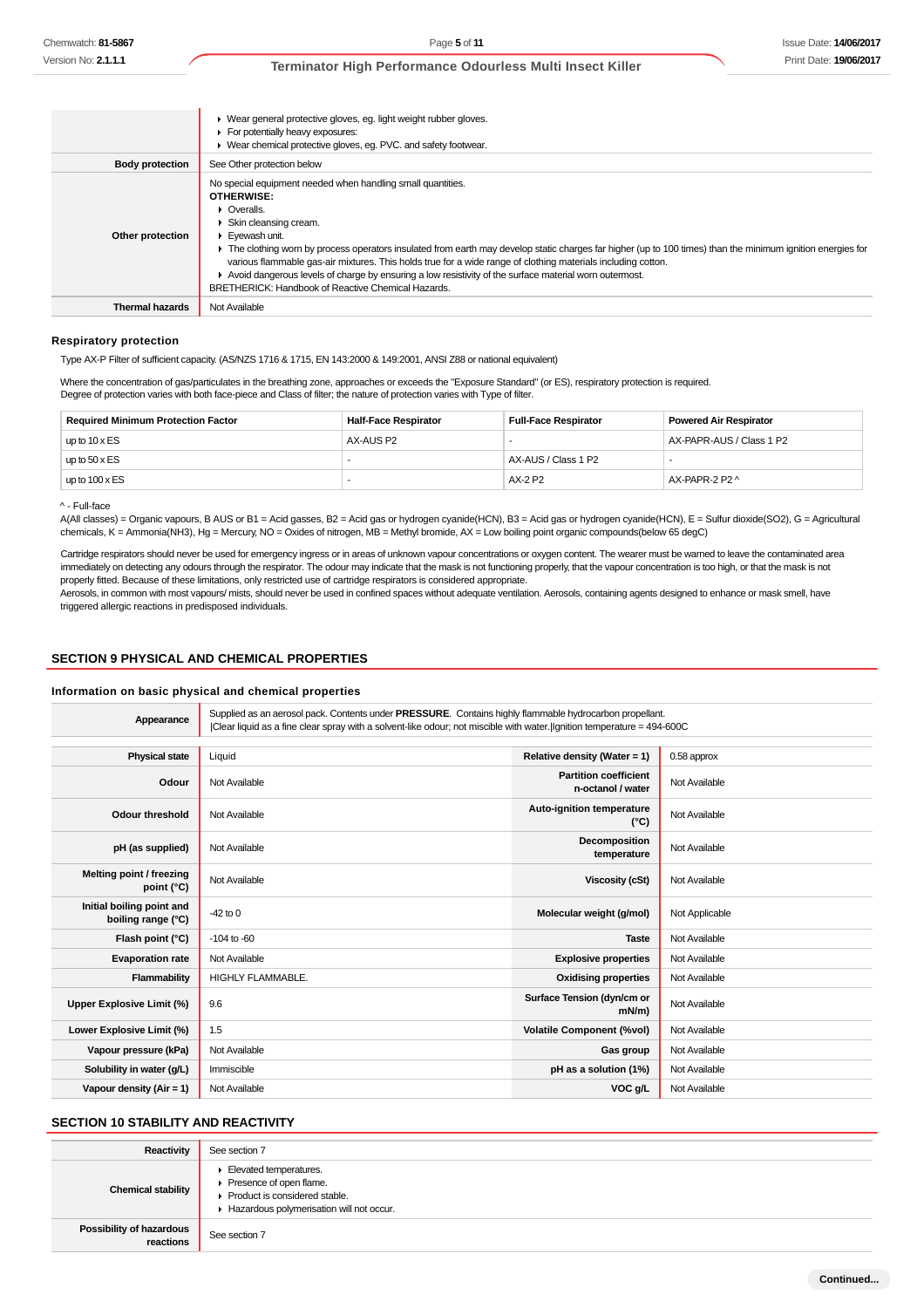| | |
|---|---|
| | ▸ Wear general protective gloves, eg. light weight rubber gloves.<br>▸ For potentially heavy exposures:<br>▸ Wear chemical protective gloves, eg. PVC. and safety footwear. |
| **Body protection** | See Other protection below |
| **Other protection** | No special equipment needed when handling small quantities.<br>**OTHERWISE:**<br>▸ Overalls.<br>▸ Skin cleansing cream.<br>▸ Eyewash unit.<br>▸ The clothing worn by process operators insulated from earth may develop static charges far higher (up to 100 times) than the minimum ignition energies for various flammable gas-air mixtures. This holds true for a wide range of clothing materials including cotton.<br>▸ Avoid dangerous levels of charge by ensuring a low resistivity of the surface material worn outermost.<br>BRETHERICK: Handbook of Reactive Chemical Hazards. |
| **Thermal hazards** | Not Available |

### Respiratory protection

Type AX-P Filter of sufficient capacity. (AS/NZS 1716 & 1715, EN 143:2000 & 149:2001, ANSI Z88 or national equivalent)

Where the concentration of gas/particulates in the breathing zone, approaches or exceeds the "Exposure Standard" (or ES), respiratory protection is required.
Degree of protection varies with both face-piece and Class of filter; the nature of protection varies with Type of filter.

| Required Minimum Protection Factor | Half-Face Respirator | Full-Face Respirator | Powered Air Respirator |
|---|---|---|---|
| up to 10 x ES | AX-AUS P2 | - | AX-PAPR-AUS / Class 1 P2 |
| up to 50 x ES | - | AX-AUS / Class 1 P2 | - |
| up to 100 x ES | - | AX-2 P2 | AX-PAPR-2 P2 ^ |

^ - Full-face

A(All classes) = Organic vapours, B AUS or B1 = Acid gasses, B2 = Acid gas or hydrogen cyanide(HCN), B3 = Acid gas or hydrogen cyanide(HCN), E = Sulfur dioxide(SO2), G = Agricultural chemicals, K = Ammonia(NH3), Hg = Mercury, NO = Oxides of nitrogen, MB = Methyl bromide, AX = Low boiling point organic compounds(below 65 degC)

Cartridge respirators should never be used for emergency ingress or in areas of unknown vapour concentrations or oxygen content. The wearer must be warned to leave the contaminated area immediately on detecting any odours through the respirator. The odour may indicate that the mask is not functioning properly, that the vapour concentration is too high, or that the mask is not properly fitted. Because of these limitations, only restricted use of cartridge respirators is considered appropriate.
Aerosols, in common with most vapours/ mists, should never be used in confined spaces without adequate ventilation. Aerosols, containing agents designed to enhance or mask smell, have triggered allergic reactions in predisposed individuals.

## SECTION 9 PHYSICAL AND CHEMICAL PROPERTIES

### Information on basic physical and chemical properties

| | |
|---|---|
| **Appearance** | Supplied as an aerosol pack. Contents under **PRESSURE**. Contains highly flammable hydrocarbon propellant.<br>\|Clear liquid as a fine clear spray with a solvent-like odour; not miscible with water.\|Ignition temperature = 494-600C |

| | | | |
|---|---|---|---|
| **Physical state** | Liquid | **Relative density (Water = 1)** | 0.58 approx |
| **Odour** | Not Available | **Partition coefficient n-octanol / water** | Not Available |
| **Odour threshold** | Not Available | **Auto-ignition temperature (°C)** | Not Available |
| **pH (as supplied)** | Not Available | **Decomposition temperature** | Not Available |
| **Melting point / freezing point (°C)** | Not Available | **Viscosity (cSt)** | Not Available |
| **Initial boiling point and boiling range (°C)** | -42 to 0 | **Molecular weight (g/mol)** | Not Applicable |
| **Flash point (°C)** | -104 to -60 | **Taste** | Not Available |
| **Evaporation rate** | Not Available | **Explosive properties** | Not Available |
| **Flammability** | HIGHLY FLAMMABLE. | **Oxidising properties** | Not Available |
| **Upper Explosive Limit (%)** | 9.6 | **Surface Tension (dyn/cm or mN/m)** | Not Available |
| **Lower Explosive Limit (%)** | 1.5 | **Volatile Component (%vol)** | Not Available |
| **Vapour pressure (kPa)** | Not Available | **Gas group** | Not Available |
| **Solubility in water (g/L)** | Immiscible | **pH as a solution (1%)** | Not Available |
| **Vapour density (Air = 1)** | Not Available | **VOC g/L** | Not Available |

## SECTION 10 STABILITY AND REACTIVITY

| | |
|---|---|
| **Reactivity** | See section 7 |
| **Chemical stability** | ▸ Elevated temperatures.<br>▸ Presence of open flame.<br>▸ Product is considered stable.<br>▸ Hazardous polymerisation will not occur. |
| **Possibility of hazardous reactions** | See section 7 |

Continued...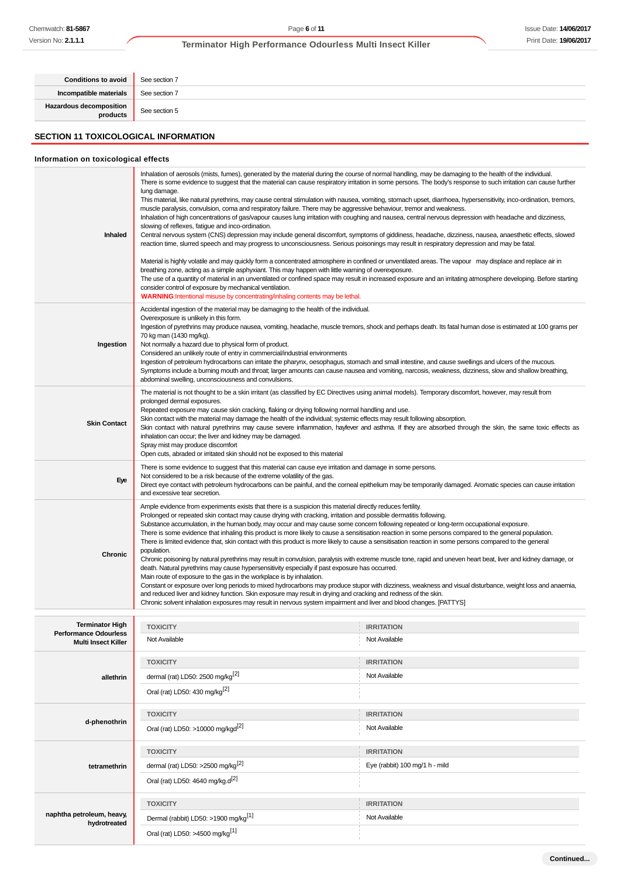| | |
|---|---|
| **Conditions to avoid** | See section 7 |
| **Incompatible materials** | See section 7 |
| **Hazardous decomposition products** | See section 5 |

## SECTION 11 TOXICOLOGICAL INFORMATION

### Information on toxicological effects

| | |
|---|---|
| **Inhaled** | Inhalation of aerosols (mists, fumes), generated by the material during the course of normal handling, may be damaging to the health of the individual.<br>There is some evidence to suggest that the material can cause respiratory irritation in some persons. The body's response to such irritation can cause further lung damage.<br>This material, like natural pyrethrins, may cause central stimulation with nausea, vomiting, stomach upset, diarrhoea, hypersensitivity, inco-ordination, tremors, muscle paralysis, convulsion, coma and respiratory failure. There may be aggressive behaviour, tremor and weakness.<br>Inhalation of high concentrations of gas/vapour causes lung irritation with coughing and nausea, central nervous depression with headache and dizziness, slowing of reflexes, fatigue and inco-ordination.<br>Central nervous system (CNS) depression may include general discomfort, symptoms of giddiness, headache, dizziness, nausea, anaesthetic effects, slowed reaction time, slurred speech and may progress to unconsciousness. Serious poisonings may result in respiratory depression and may be fatal.<br><br>Material is highly volatile and may quickly form a concentrated atmosphere in confined or unventilated areas. The vapour may displace and replace air in breathing zone, acting as a simple asphyxiant. This may happen with little warning of overexposure.<br>The use of a quantity of material in an unventilated or confined space may result in increased exposure and an irritating atmosphere developing. Before starting consider control of exposure by mechanical ventilation.<br>**WARNING:**Intentional misuse by concentrating/inhaling contents may be lethal. |
| **Ingestion** | Accidental ingestion of the material may be damaging to the health of the individual.<br>Overexposure is unlikely in this form.<br>Ingestion of pyrethrins may produce nausea, vomiting, headache, muscle tremors, shock and perhaps death. Its fatal human dose is estimated at 100 grams per 70 kg man (1430 mg/kg).<br>Not normally a hazard due to physical form of product.<br>Considered an unlikely route of entry in commercial/industrial environments<br>Ingestion of petroleum hydrocarbons can irritate the pharynx, oesophagus, stomach and small intestine, and cause swellings and ulcers of the mucous.<br>Symptoms include a burning mouth and throat; larger amounts can cause nausea and vomiting, narcosis, weakness, dizziness, slow and shallow breathing, abdominal swelling, unconsciousness and convulsions. |
| **Skin Contact** | The material is not thought to be a skin irritant (as classified by EC Directives using animal models). Temporary discomfort, however, may result from prolonged dermal exposures.<br>Repeated exposure may cause skin cracking, flaking or drying following normal handling and use.<br>Skin contact with the material may damage the health of the individual; systemic effects may result following absorption.<br>Skin contact with natural pyrethrins may cause severe inflammation, hayfever and asthma. If they are absorbed through the skin, the same toxic effects as inhalation can occur; the liver and kidney may be damaged.<br>Spray mist may produce discomfort<br>Open cuts, abraded or irritated skin should not be exposed to this material |
| **Eye** | There is some evidence to suggest that this material can cause eye irritation and damage in some persons.<br>Not considered to be a risk because of the extreme volatility of the gas.<br>Direct eye contact with petroleum hydrocarbons can be painful, and the corneal epithelium may be temporarily damaged. Aromatic species can cause irritation and excessive tear secretion. |
| **Chronic** | Ample evidence from experiments exists that there is a suspicion this material directly reduces fertility.<br>Prolonged or repeated skin contact may cause drying with cracking, irritation and possible dermatitis following.<br>Substance accumulation, in the human body, may occur and may cause some concern following repeated or long-term occupational exposure.<br>There is some evidence that inhaling this product is more likely to cause a sensitisation reaction in some persons compared to the general population.<br>There is limited evidence that, skin contact with this product is more likely to cause a sensitisation reaction in some persons compared to the general population.<br>Chronic poisoning by natural pyrethrins may result in convulsion, paralysis with extreme muscle tone, rapid and uneven heart beat, liver and kidney damage, or death. Natural pyrethrins may cause hypersensitivity especially if past exposure has occurred.<br>Main route of exposure to the gas in the workplace is by inhalation.<br>Constant or exposure over long periods to mixed hydrocarbons may produce stupor with dizziness, weakness and visual disturbance, weight loss and anaemia, and reduced liver and kidney function. Skin exposure may result in drying and cracking and redness of the skin.<br>Chronic solvent inhalation exposures may result in nervous system impairment and liver and blood changes. [PATTYS] |

| | TOXICITY | IRRITATION |
|---|---|---|
| **Terminator High Performance Odourless Multi Insect Killer** | Not Available | Not Available |
| **allethrin** | dermal (rat) LD50: 2500 mg/kg[2] | Not Available |
| | Oral (rat) LD50: 430 mg/kg[2] | |
| **d-phenothrin** | Oral (rat) LD50: >10000 mg/kgd[2] | Not Available |
| **tetramethrin** | dermal (rat) LD50: >2500 mg/kg[2] | Eye (rabbit) 100 mg/1 h - mild |
| | Oral (rat) LD50: 4640 mg/kg.d[2] | |
| **naphtha petroleum, heavy, hydrotreated** | Dermal (rabbit) LD50: >1900 mg/kg[1] | Not Available |
| | Oral (rat) LD50: >4500 mg/kg[1] | |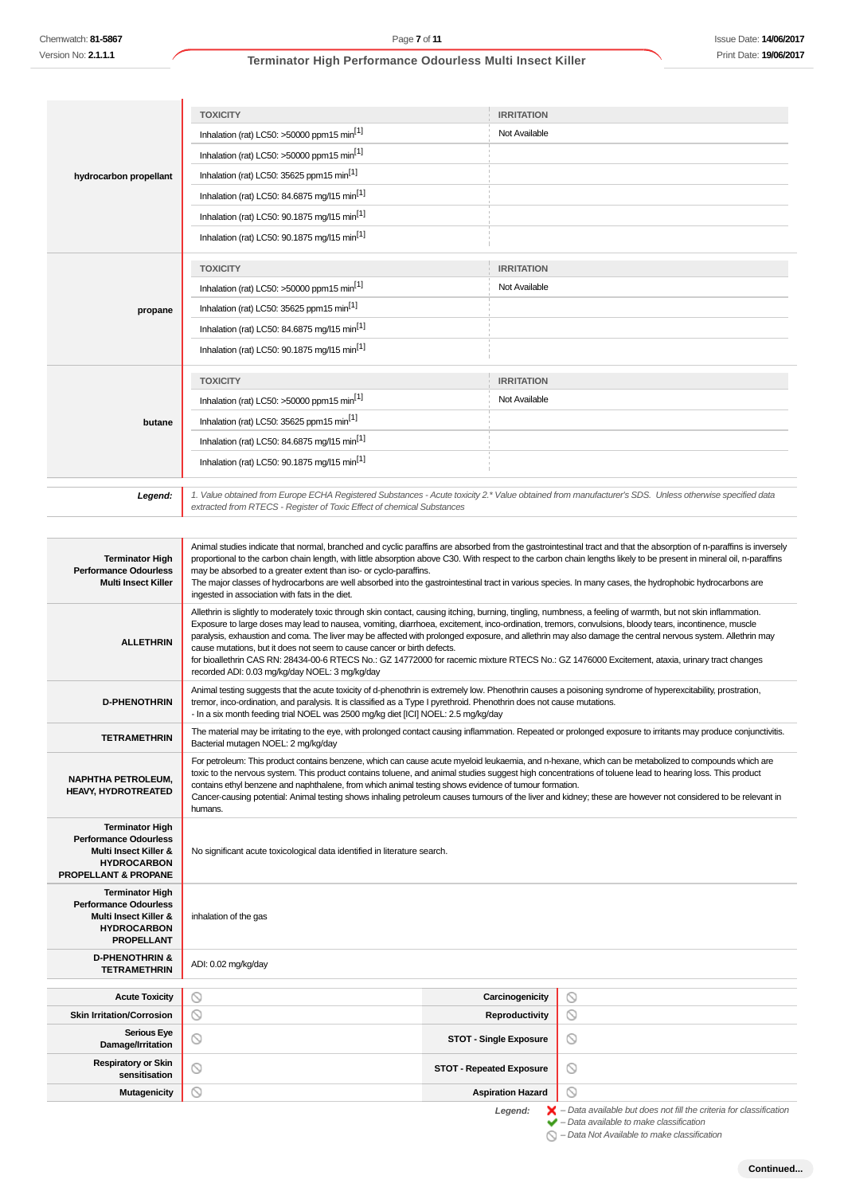| | TOXICITY | IRRITATION |
|---|---|---|
| **hydrocarbon propellant** | Inhalation (rat) LC50: >50000 ppm15 min[1] | Not Available |
| | Inhalation (rat) LC50: >50000 ppm15 min[1] | |
| | Inhalation (rat) LC50: 35625 ppm15 min[1] | |
| | Inhalation (rat) LC50: 84.6875 mg/l15 min[1] | |
| | Inhalation (rat) LC50: 90.1875 mg/l15 min[1] | |
| | Inhalation (rat) LC50: 90.1875 mg/l15 min[1] | |

| | TOXICITY | IRRITATION |
|---|---|---|
| **propane** | Inhalation (rat) LC50: >50000 ppm15 min[1] | Not Available |
| | Inhalation (rat) LC50: 35625 ppm15 min[1] | |
| | Inhalation (rat) LC50: 84.6875 mg/l15 min[1] | |
| | Inhalation (rat) LC50: 90.1875 mg/l15 min[1] | |

| | TOXICITY | IRRITATION |
|---|---|---|
| **butane** | Inhalation (rat) LC50: >50000 ppm15 min[1] | Not Available |
| | Inhalation (rat) LC50: 35625 ppm15 min[1] | |
| | Inhalation (rat) LC50: 84.6875 mg/l15 min[1] | |
| | Inhalation (rat) LC50: 90.1875 mg/l15 min[1] | |

| | |
|---|---|
| ***Legend:*** | *1. Value obtained from Europe ECHA Registered Substances - Acute toxicity 2.* Value obtained from manufacturer's SDS. Unless otherwise specified data extracted from RTECS - Register of Toxic Effect of chemical Substances* |

| | |
|---|---|
| **Terminator High Performance Odourless Multi Insect Killer** | Animal studies indicate that normal, branched and cyclic paraffins are absorbed from the gastrointestinal tract and that the absorption of n-paraffins is inversely proportional to the carbon chain length, with little absorption above C30. With respect to the carbon chain lengths likely to be present in mineral oil, n-paraffins may be absorbed to a greater extent than iso- or cyclo-paraffins.<br>The major classes of hydrocarbons are well absorbed into the gastrointestinal tract in various species. In many cases, the hydrophobic hydrocarbons are ingested in association with fats in the diet. |
| **ALLETHRIN** | Allethrin is slightly to moderately toxic through skin contact, causing itching, burning, tingling, numbness, a feeling of warmth, but not skin inflammation. Exposure to large doses may lead to nausea, vomiting, diarrhoea, excitement, inco-ordination, tremors, convulsions, bloody tears, incontinence, muscle paralysis, exhaustion and coma. The liver may be affected with prolonged exposure, and allethrin may also damage the central nervous system. Allethrin may cause mutations, but it does not seem to cause cancer or birth defects.<br>for bioallethrin CAS RN: 28434-00-6 RTECS No.: GZ 14772000 for racemic mixture RTECS No.: GZ 1476000 Excitement, ataxia, urinary tract changes recorded ADI: 0.03 mg/kg/day NOEL: 3 mg/kg/day |
| **D-PHENOTHRIN** | Animal testing suggests that the acute toxicity of d-phenothrin is extremely low. Phenothrin causes a poisoning syndrome of hyperexcitability, prostration, tremor, inco-ordination, and paralysis. It is classified as a Type I pyrethroid. Phenothrin does not cause mutations.<br>- In a six month feeding trial NOEL was 2500 mg/kg diet [ICI] NOEL: 2.5 mg/kg/day |
| **TETRAMETHRIN** | The material may be irritating to the eye, with prolonged contact causing inflammation. Repeated or prolonged exposure to irritants may produce conjunctivitis.<br>Bacterial mutagen NOEL: 2 mg/kg/day |
| **NAPHTHA PETROLEUM, HEAVY, HYDROTREATED** | For petroleum: This product contains benzene, which can cause acute myeloid leukaemia, and n-hexane, which can be metabolized to compounds which are toxic to the nervous system. This product contains toluene, and animal studies suggest high concentrations of toluene lead to hearing loss. This product contains ethyl benzene and naphthalene, from which animal testing shows evidence of tumour formation.<br>Cancer-causing potential: Animal testing shows inhaling petroleum causes tumours of the liver and kidney; these are however not considered to be relevant in humans. |
| **Terminator High Performance Odourless Multi Insect Killer & HYDROCARBON PROPELLANT & PROPANE** | No significant acute toxicological data identified in literature search. |
| **Terminator High Performance Odourless Multi Insect Killer & HYDROCARBON PROPELLANT** | inhalation of the gas |
| **D-PHENOTHRIN & TETRAMETHRIN** | ADI: 0.02 mg/kg/day |

| | | | |
|---|---|---|---|
| **Acute Toxicity** | ⊘ | **Carcinogenicity** | ⊘ |
| **Skin Irritation/Corrosion** | ⊘ | **Reproductivity** | ⊘ |
| **Serious Eye Damage/Irritation** | ⊘ | **STOT - Single Exposure** | ⊘ |
| **Respiratory or Skin sensitisation** | ⊘ | **STOT - Repeated Exposure** | ⊘ |
| **Mutagenicity** | ⊘ | **Aspiration Hazard** | ⊘ |

***Legend:***
- ✘ *– Data available but does not fill the criteria for classification*
- ✔ *– Data available to make classification*
- ⊘ *– Data Not Available to make classification*

**Continued...**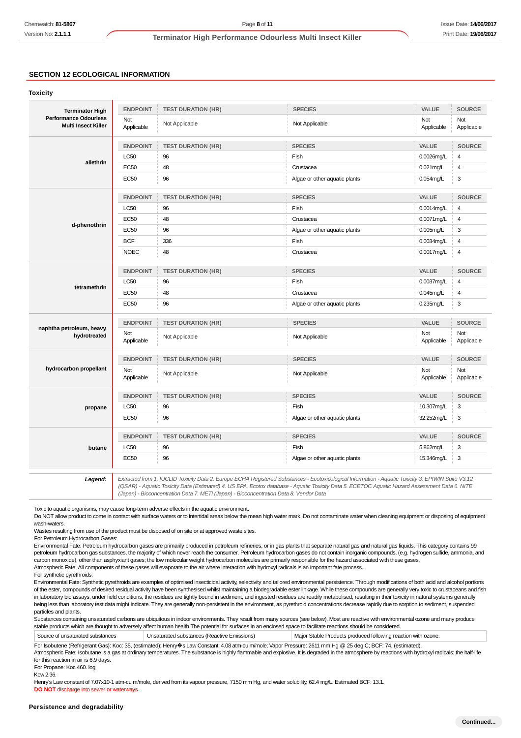## SECTION 12 ECOLOGICAL INFORMATION

### Toxicity

| Ingredient | ENDPOINT | TEST DURATION (HR) | SPECIES | VALUE | SOURCE |
|---|---|---|---|---|---|
| **Terminator High Performance Odourless Multi Insect Killer** | Not Applicable | Not Applicable | Not Applicable | Not Applicable | Not Applicable |
| **allethrin** | LC50 | 96 | Fish | 0.0026mg/L | 4 |
| | EC50 | 48 | Crustacea | 0.021mg/L | 4 |
| | EC50 | 96 | Algae or other aquatic plants | 0.054mg/L | 3 |
| **d-phenothrin** | LC50 | 96 | Fish | 0.0014mg/L | 4 |
| | EC50 | 48 | Crustacea | 0.0071mg/L | 4 |
| | EC50 | 96 | Algae or other aquatic plants | 0.005mg/L | 3 |
| | BCF | 336 | Fish | 0.0034mg/L | 4 |
| | NOEC | 48 | Crustacea | 0.0017mg/L | 4 |
| **tetramethrin** | LC50 | 96 | Fish | 0.0037mg/L | 4 |
| | EC50 | 48 | Crustacea | 0.045mg/L | 4 |
| | EC50 | 96 | Algae or other aquatic plants | 0.235mg/L | 3 |
| **naphtha petroleum, heavy, hydrotreated** | Not Applicable | Not Applicable | Not Applicable | Not Applicable | Not Applicable |
| **hydrocarbon propellant** | Not Applicable | Not Applicable | Not Applicable | Not Applicable | Not Applicable |
| **propane** | LC50 | 96 | Fish | 10.307mg/L | 3 |
| | EC50 | 96 | Algae or other aquatic plants | 32.252mg/L | 3 |
| **butane** | LC50 | 96 | Fish | 5.862mg/L | 3 |
| | EC50 | 96 | Algae or other aquatic plants | 15.346mg/L | 3 |

***Legend:*** *Extracted from 1. IUCLID Toxicity Data 2. Europe ECHA Registered Substances - Ecotoxicological Information - Aquatic Toxicity 3. EPIWIN Suite V3.12 (QSAR) - Aquatic Toxicity Data (Estimated) 4. US EPA, Ecotox database - Aquatic Toxicity Data 5. ECETOC Aquatic Hazard Assessment Data 6. NITE (Japan) - Bioconcentration Data 7. METI (Japan) - Bioconcentration Data 8. Vendor Data*

Toxic to aquatic organisms, may cause long-term adverse effects in the aquatic environment.
Do NOT allow product to come in contact with surface waters or to intertidal areas below the mean high water mark. Do not contaminate water when cleaning equipment or disposing of equipment wash-waters.
Wastes resulting from use of the product must be disposed of on site or at approved waste sites.
For Petroleum Hydrocarbon Gases:
Environmental Fate: Petroleum hydrocarbon gases are primarily produced in petroleum refineries, or in gas plants that separate natural gas and natural gas liquids. This category contains 99 petroleum hydrocarbon gas substances, the majority of which never reach the consumer. Petroleum hydrocarbon gases do not contain inorganic compounds, (e.g. hydrogen sulfide, ammonia, and carbon monoxide), other than asphyxiant gases; the low molecular weight hydrocarbon molecules are primarily responsible for the hazard associated with these gases.
Atmospheric Fate: All components of these gases will evaporate to the air where interaction with hydroxyl radicals is an important fate process.
For synthetic pyrethroids:
Environmental Fate: Synthetic pyrethroids are examples of optimised insecticidal activity, selectivity and tailored environmental persistence. Through modifications of both acid and alcohol portions of the ester, compounds of desired residual activity have been synthesised whilst maintaining a biodegradable ester linkage. While these compounds are generally very toxic to crustaceans and fish in laboratory bio assays, under field conditions, the residues are tightly bound in sediment, and ingested residues are readily metabolised, resulting in their toxicity in natural systems generally being less than laboratory test data might indicate. They are generally non-persistent in the environment, as pyrethroid concentrations decrease rapidly due to sorption to sediment, suspended particles and plants.
Substances containing unsaturated carbons are ubiquitous in indoor environments. They result from many sources (see below). Most are reactive with environmental ozone and many produce stable products which are thought to adversely affect human health.The potential for surfaces in an enclosed space to facilitate reactions should be considered.

| Source of unsaturated substances | Unsaturated substances (Reactive Emissions) | Major Stable Products produced following reaction with ozone. |
|---|---|---|

For Isobutene (Refrigerant Gas): Koc: 35, (estimated); Henry�s Law Constant: 4.08 atm-cu m/mole; Vapor Pressure: 2611 mm Hg @ 25 deg C; BCF: 74, (estimated).
Atmospheric Fate: Isobutane is a gas at ordinary temperatures. The substance is highly flammable and explosive. It is degraded in the atmosphere by reactions with hydroxyl radicals; the half-life for this reaction in air is 6.9 days.
For Propane: Koc 460. log
Kow 2.36.
Henry's Law constant of 7.07x10-1 atm-cu m/mole, derived from its vapour pressure, 7150 mm Hg, and water solubility, 62.4 mg/L. Estimated BCF: 13.1.
**DO NOT** discharge into sewer or waterways.

### Persistence and degradability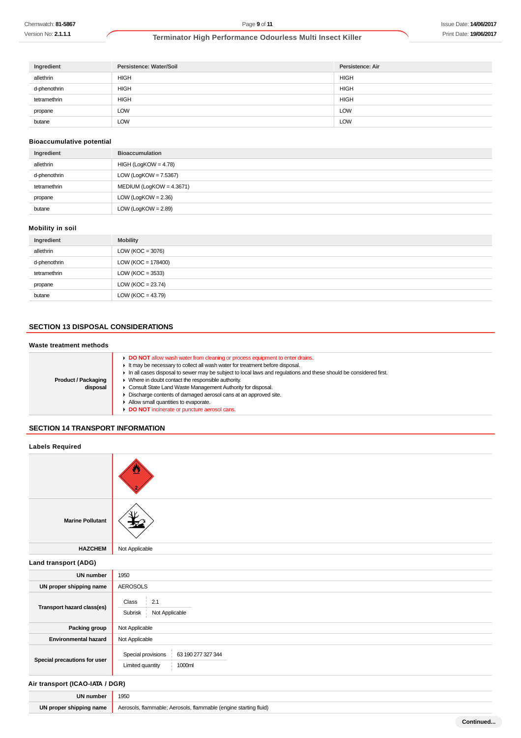| Ingredient | Persistence: Water/Soil | Persistence: Air |
|---|---|---|
| allethrin | HIGH | HIGH |
| d-phenothrin | HIGH | HIGH |
| tetramethrin | HIGH | HIGH |
| propane | LOW | LOW |
| butane | LOW | LOW |

### Bioaccumulative potential

| Ingredient | Bioaccumulation |
|---|---|
| allethrin | HIGH (LogKOW = 4.78) |
| d-phenothrin | LOW (LogKOW = 7.5367) |
| tetramethrin | MEDIUM (LogKOW = 4.3671) |
| propane | LOW (LogKOW = 2.36) |
| butane | LOW (LogKOW = 2.89) |

### Mobility in soil

| Ingredient | Mobility |
|---|---|
| allethrin | LOW (KOC = 3076) |
| d-phenothrin | LOW (KOC = 178400) |
| tetramethrin | LOW (KOC = 3533) |
| propane | LOW (KOC = 23.74) |
| butane | LOW (KOC = 43.79) |

## SECTION 13 DISPOSAL CONSIDERATIONS

### Waste treatment methods

| | |
|---|---|
| **Product / Packaging disposal** | ▸ **DO NOT** allow wash water from cleaning or process equipment to enter drains.<br>▸ It may be necessary to collect all wash water for treatment before disposal.<br>▸ In all cases disposal to sewer may be subject to local laws and regulations and these should be considered first.<br>▸ Where in doubt contact the responsible authority.<br>▸ Consult State Land Waste Management Authority for disposal.<br>▸ Discharge contents of damaged aerosol cans at an approved site.<br>▸ Allow small quantities to evaporate.<br>▸ **DO NOT** incinerate or puncture aerosol cans. |

## SECTION 14 TRANSPORT INFORMATION

### Labels Required

| | |
|---|---|
| | |
| **Marine Pollutant** | |
| **HAZCHEM** | Not Applicable |

### Land transport (ADG)

| | |
|---|---|
| **UN number** | 1950 |
| **UN proper shipping name** | AEROSOLS |
| **Transport hazard class(es)** | Class: 2.1<br>Subrisk: Not Applicable |
| **Packing group** | Not Applicable |
| **Environmental hazard** | Not Applicable |
| **Special precautions for user** | Special provisions: 63 190 277 327 344<br>Limited quantity: 1000ml |

### Air transport (ICAO-IATA / DGR)

| | |
|---|---|
| **UN number** | 1950 |
| **UN proper shipping name** | Aerosols, flammable; Aerosols, flammable (engine starting fluid) |

Continued...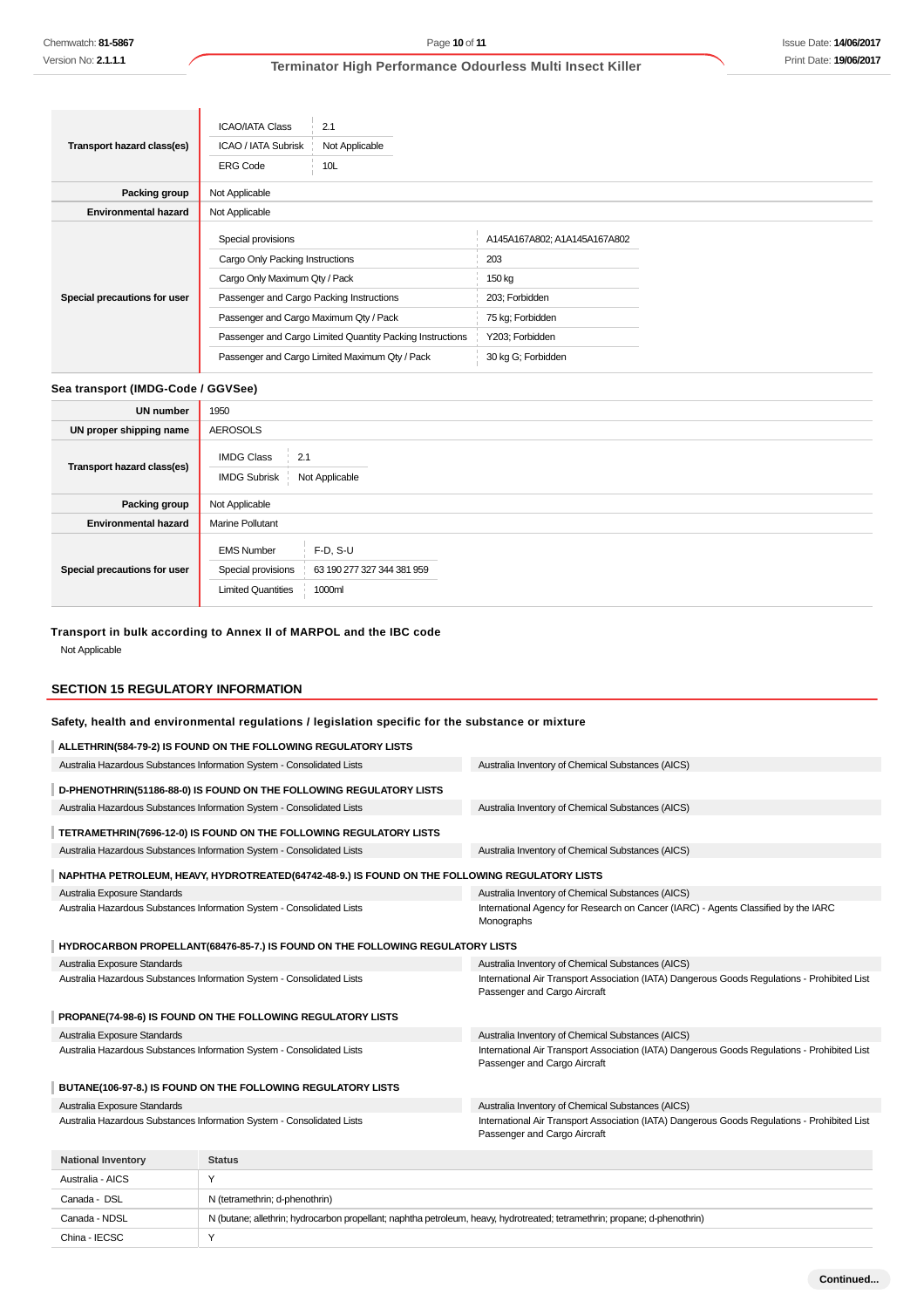| | |
|---|---|
| **Transport hazard class(es)** | ICAO/IATA Class: 2.1<br>ICAO / IATA Subrisk: Not Applicable<br>ERG Code: 10L |
| **Packing group** | Not Applicable |
| **Environmental hazard** | Not Applicable |
| **Special precautions for user** | Special provisions: A145A167A802; A1A145A167A802<br>Cargo Only Packing Instructions: 203<br>Cargo Only Maximum Qty / Pack: 150 kg<br>Passenger and Cargo Packing Instructions: 203; Forbidden<br>Passenger and Cargo Maximum Qty / Pack: 75 kg; Forbidden<br>Passenger and Cargo Limited Quantity Packing Instructions: Y203; Forbidden<br>Passenger and Cargo Limited Maximum Qty / Pack: 30 kg G; Forbidden |

### Sea transport (IMDG-Code / GGVSee)

| | |
|---|---|
| **UN number** | 1950 |
| **UN proper shipping name** | AEROSOLS |
| **Transport hazard class(es)** | IMDG Class: 2.1<br>IMDG Subrisk: Not Applicable |
| **Packing group** | Not Applicable |
| **Environmental hazard** | Marine Pollutant |
| **Special precautions for user** | EMS Number: F-D, S-U<br>Special provisions: 63 190 277 327 344 381 959<br>Limited Quantities: 1000ml |

### Transport in bulk according to Annex II of MARPOL and the IBC code

Not Applicable

## SECTION 15 REGULATORY INFORMATION

### Safety, health and environmental regulations / legislation specific for the substance or mixture

**ALLETHRIN(584-79-2) IS FOUND ON THE FOLLOWING REGULATORY LISTS**

| | |
|---|---|
| Australia Hazardous Substances Information System - Consolidated Lists | Australia Inventory of Chemical Substances (AICS) |

**D-PHENOTHRIN(51186-88-0) IS FOUND ON THE FOLLOWING REGULATORY LISTS**

| | |
|---|---|
| Australia Hazardous Substances Information System - Consolidated Lists | Australia Inventory of Chemical Substances (AICS) |

**TETRAMETHRIN(7696-12-0) IS FOUND ON THE FOLLOWING REGULATORY LISTS**

| | |
|---|---|
| Australia Hazardous Substances Information System - Consolidated Lists | Australia Inventory of Chemical Substances (AICS) |

**NAPHTHA PETROLEUM, HEAVY, HYDROTREATED(64742-48-9.) IS FOUND ON THE FOLLOWING REGULATORY LISTS**

| | |
|---|---|
| Australia Exposure Standards | Australia Inventory of Chemical Substances (AICS) |
| Australia Hazardous Substances Information System - Consolidated Lists | International Agency for Research on Cancer (IARC) - Agents Classified by the IARC Monographs |

**HYDROCARBON PROPELLANT(68476-85-7.) IS FOUND ON THE FOLLOWING REGULATORY LISTS**

| | |
|---|---|
| Australia Exposure Standards | Australia Inventory of Chemical Substances (AICS) |
| Australia Hazardous Substances Information System - Consolidated Lists | International Air Transport Association (IATA) Dangerous Goods Regulations - Prohibited List Passenger and Cargo Aircraft |

**PROPANE(74-98-6) IS FOUND ON THE FOLLOWING REGULATORY LISTS**

| | |
|---|---|
| Australia Exposure Standards | Australia Inventory of Chemical Substances (AICS) |
| Australia Hazardous Substances Information System - Consolidated Lists | International Air Transport Association (IATA) Dangerous Goods Regulations - Prohibited List Passenger and Cargo Aircraft |

**BUTANE(106-97-8.) IS FOUND ON THE FOLLOWING REGULATORY LISTS**

| | |
|---|---|
| Australia Exposure Standards | Australia Inventory of Chemical Substances (AICS) |
| Australia Hazardous Substances Information System - Consolidated Lists | International Air Transport Association (IATA) Dangerous Goods Regulations - Prohibited List Passenger and Cargo Aircraft |

| National Inventory | Status |
|---|---|
| Australia - AICS | Y |
| Canada - DSL | N (tetramethrin; d-phenothrin) |
| Canada - NDSL | N (butane; allethrin; hydrocarbon propellant; naphtha petroleum, heavy, hydrotreated; tetramethrin; propane; d-phenothrin) |
| China - IECSC | Y |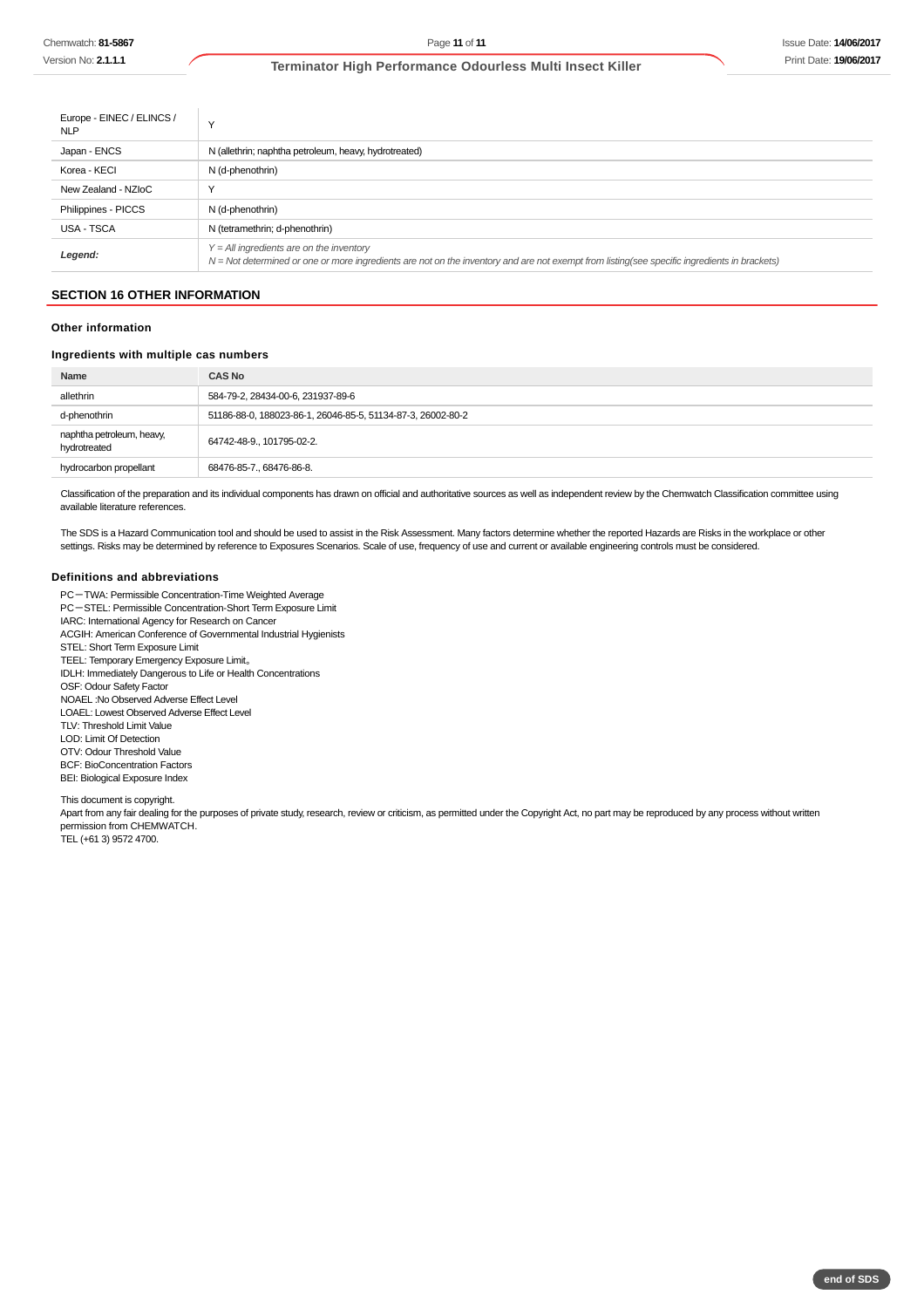| | |
|---|---|
| Europe - EINEC / ELINCS / NLP | Y |
| Japan - ENCS | N (allethrin; naphtha petroleum, heavy, hydrotreated) |
| Korea - KECI | N (d-phenothrin) |
| New Zealand - NZIoC | Y |
| Philippines - PICCS | N (d-phenothrin) |
| USA - TSCA | N (tetramethrin; d-phenothrin) |
| ***Legend:*** | *Y = All ingredients are on the inventory*<br>*N = Not determined or one or more ingredients are not on the inventory and are not exempt from listing(see specific ingredients in brackets)* |

## SECTION 16 OTHER INFORMATION

### Other information

### Ingredients with multiple cas numbers

| Name | CAS No |
|---|---|
| allethrin | 584-79-2, 28434-00-6, 231937-89-6 |
| d-phenothrin | 51186-88-0, 188023-86-1, 26046-85-5, 51134-87-3, 26002-80-2 |
| naphtha petroleum, heavy, hydrotreated | 64742-48-9., 101795-02-2. |
| hydrocarbon propellant | 68476-85-7., 68476-86-8. |

Classification of the preparation and its individual components has drawn on official and authoritative sources as well as independent review by the Chemwatch Classification committee using available literature references.

The SDS is a Hazard Communication tool and should be used to assist in the Risk Assessment. Many factors determine whether the reported Hazards are Risks in the workplace or other settings. Risks may be determined by reference to Exposures Scenarios. Scale of use, frequency of use and current or available engineering controls must be considered.

### Definitions and abbreviations

PC－TWA: Permissible Concentration-Time Weighted Average
PC－STEL: Permissible Concentration-Short Term Exposure Limit
IARC: International Agency for Research on Cancer
ACGIH: American Conference of Governmental Industrial Hygienists
STEL: Short Term Exposure Limit
TEEL: Temporary Emergency Exposure Limit。
IDLH: Immediately Dangerous to Life or Health Concentrations
OSF: Odour Safety Factor
NOAEL :No Observed Adverse Effect Level
LOAEL: Lowest Observed Adverse Effect Level
TLV: Threshold Limit Value
LOD: Limit Of Detection
OTV: Odour Threshold Value
BCF: BioConcentration Factors
BEI: Biological Exposure Index

This document is copyright.
Apart from any fair dealing for the purposes of private study, research, review or criticism, as permitted under the Copyright Act, no part may be reproduced by any process without written permission from CHEMWATCH.
TEL (+61 3) 9572 4700.

end of SDS